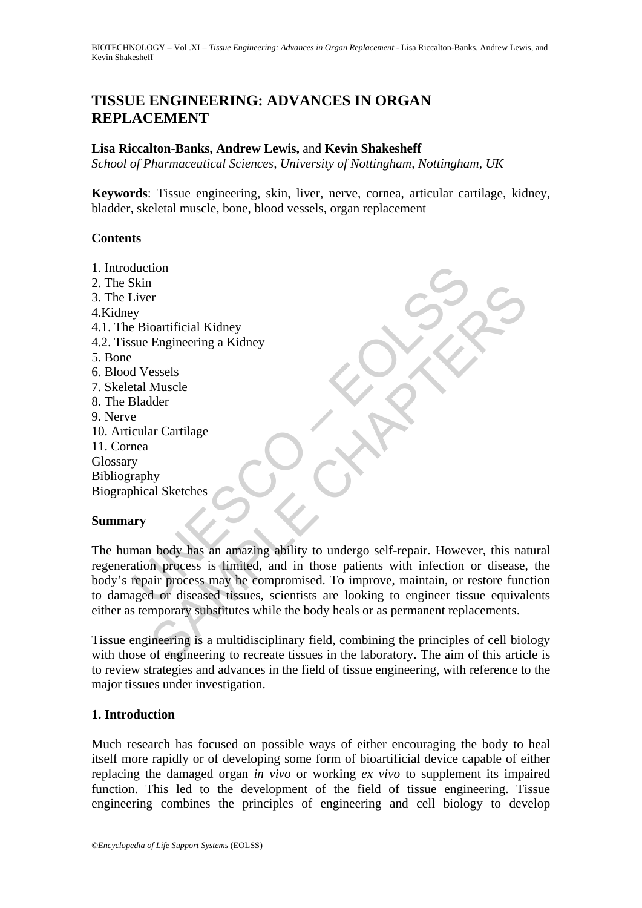# TISSUE ENGINEERING: ADVANCES IN ORGAN REPLACEMENT

**Lisa Riccalton-Banks, Andrew Lewis,** and **Kevin Shakesheff**

*School of Pharmaceutical Sciences, University of Nottingham, Nottingham, UK*

**Keywords**: Tissue engineering, skin, liver, nerve, cornea, articular cartilage, kidney, bladder, skeletal muscle, bone, blood vessels, organ replacement

## Contents

1. Introduction
2. The Skin
3. The Liver
4. Kidney
4.1. The Bioartificial Kidney
4.2. Tissue Engineering a Kidney
5. Bone
6. Blood Vessels
7. Skeletal Muscle
8. The Bladder
9. Nerve
10. Articular Cartilage
11. Cornea

Glossary
Bibliography
Biographical Sketches

## Summary

The human body has an amazing ability to undergo self-repair. However, this natural regeneration process is limited, and in those patients with infection or disease, the body's repair process may be compromised. To improve, maintain, or restore function to damaged or diseased tissues, scientists are looking to engineer tissue equivalents either as temporary substitutes while the body heals or as permanent replacements.

Tissue engineering is a multidisciplinary field, combining the principles of cell biology with those of engineering to recreate tissues in the laboratory. The aim of this article is to review strategies and advances in the field of tissue engineering, with reference to the major tissues under investigation.

## 1. Introduction

Much research has focused on possible ways of either encouraging the body to heal itself more rapidly or of developing some form of bioartificial device capable of either replacing the damaged organ *in vivo* or working *ex vivo* to supplement its impaired function. This led to the development of the field of tissue engineering. Tissue engineering combines the principles of engineering and cell biology to develop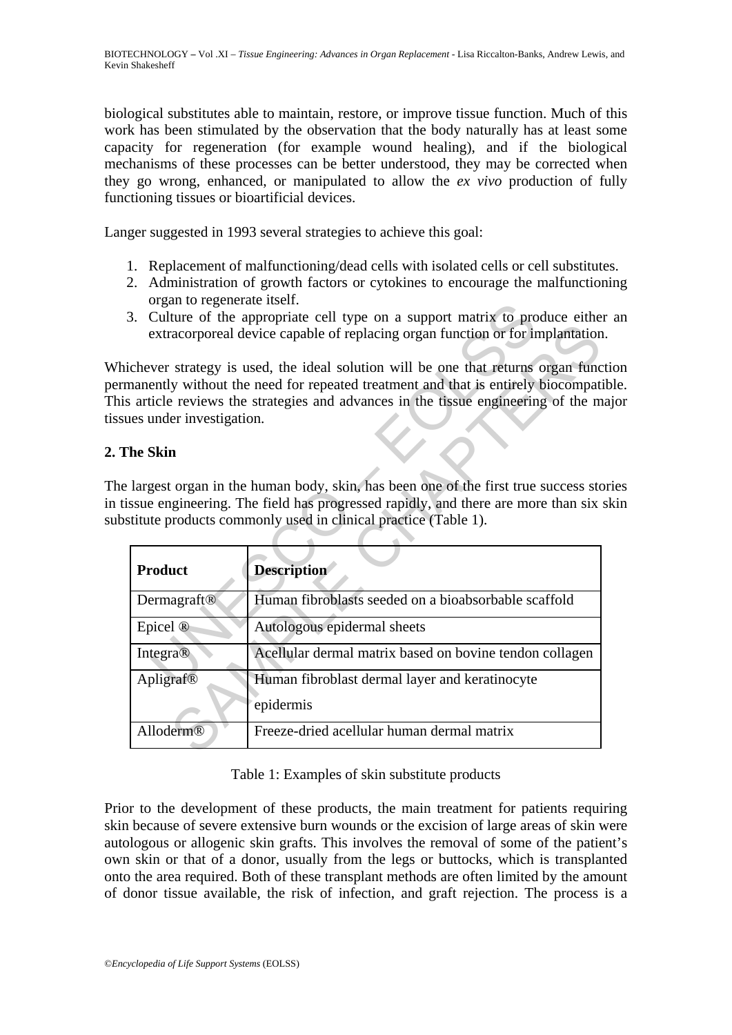biological substitutes able to maintain, restore, or improve tissue function. Much of this work has been stimulated by the observation that the body naturally has at least some capacity for regeneration (for example wound healing), and if the biological mechanisms of these processes can be better understood, they may be corrected when they go wrong, enhanced, or manipulated to allow the *ex vivo* production of fully functioning tissues or bioartificial devices.

Langer suggested in 1993 several strategies to achieve this goal:

1. Replacement of malfunctioning/dead cells with isolated cells or cell substitutes.
2. Administration of growth factors or cytokines to encourage the malfunctioning organ to regenerate itself.
3. Culture of the appropriate cell type on a support matrix to produce either an extracorporeal device capable of replacing organ function or for implantation.

Whichever strategy is used, the ideal solution will be one that returns organ function permanently without the need for repeated treatment and that is entirely biocompatible. This article reviews the strategies and advances in the tissue engineering of the major tissues under investigation.

## 2. The Skin

The largest organ in the human body, skin, has been one of the first true success stories in tissue engineering. The field has progressed rapidly, and there are more than six skin substitute products commonly used in clinical practice (Table 1).

| Product | Description |
|---|---|
| Dermagraft® | Human fibroblasts seeded on a bioabsorbable scaffold |
| Epicel ® | Autologous epidermal sheets |
| Integra® | Acellular dermal matrix based on bovine tendon collagen |
| Apligraf® | Human fibroblast dermal layer and keratinocyte epidermis |
| Alloderm® | Freeze-dried acellular human dermal matrix |

Table 1: Examples of skin substitute products

Prior to the development of these products, the main treatment for patients requiring skin because of severe extensive burn wounds or the excision of large areas of skin were autologous or allogenic skin grafts. This involves the removal of some of the patient's own skin or that of a donor, usually from the legs or buttocks, which is transplanted onto the area required. Both of these transplant methods are often limited by the amount of donor tissue available, the risk of infection, and graft rejection. The process is a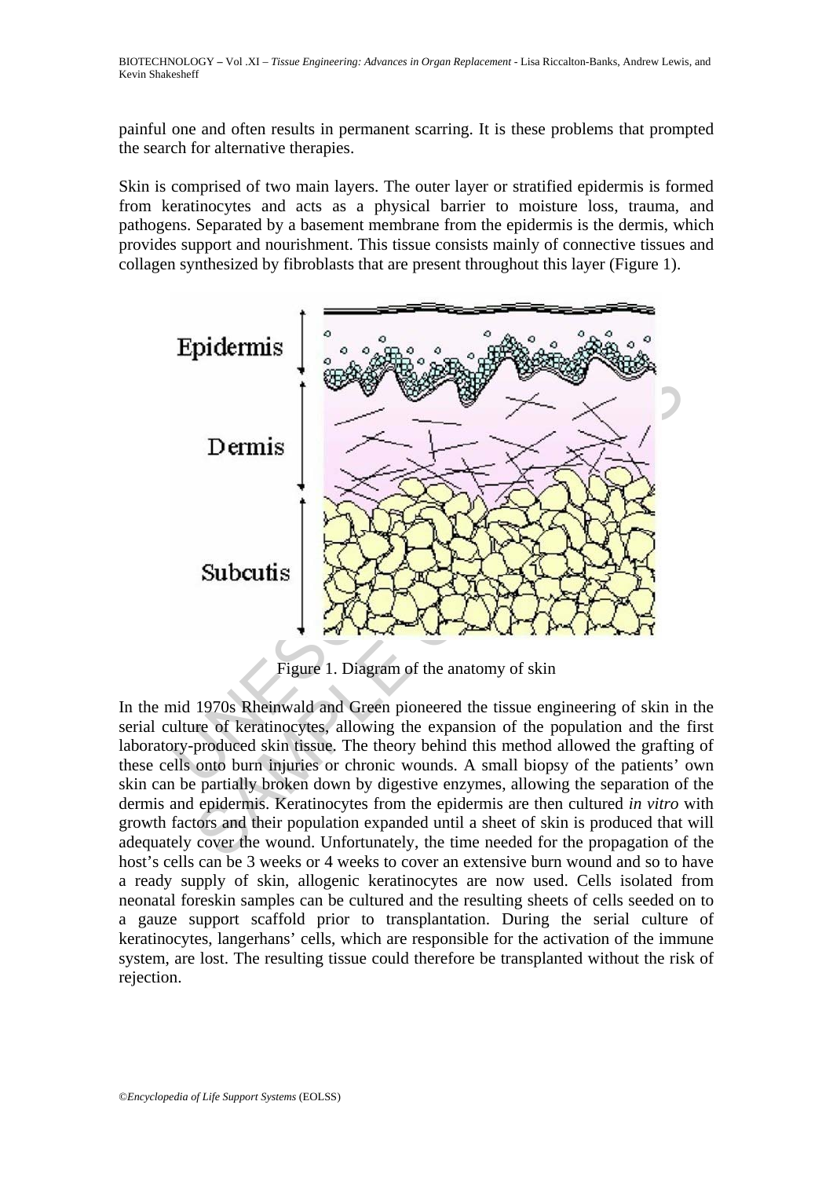painful one and often results in permanent scarring. It is these problems that prompted the search for alternative therapies.

Skin is comprised of two main layers. The outer layer or stratified epidermis is formed from keratinocytes and acts as a physical barrier to moisture loss, trauma, and pathogens. Separated by a basement membrane from the epidermis is the dermis, which provides support and nourishment. This tissue consists mainly of connective tissues and collagen synthesized by fibroblasts that are present throughout this layer (Figure 1).

Figure 1. Diagram of the anatomy of skin

In the mid 1970s Rheinwald and Green pioneered the tissue engineering of skin in the serial culture of keratinocytes, allowing the expansion of the population and the first laboratory-produced skin tissue. The theory behind this method allowed the grafting of these cells onto burn injuries or chronic wounds. A small biopsy of the patients' own skin can be partially broken down by digestive enzymes, allowing the separation of the dermis and epidermis. Keratinocytes from the epidermis are then cultured *in vitro* with growth factors and their population expanded until a sheet of skin is produced that will adequately cover the wound. Unfortunately, the time needed for the propagation of the host's cells can be 3 weeks or 4 weeks to cover an extensive burn wound and so to have a ready supply of skin, allogenic keratinocytes are now used. Cells isolated from neonatal foreskin samples can be cultured and the resulting sheets of cells seeded on to a gauze support scaffold prior to transplantation. During the serial culture of keratinocytes, langerhans' cells, which are responsible for the activation of the immune system, are lost. The resulting tissue could therefore be transplanted without the risk of rejection.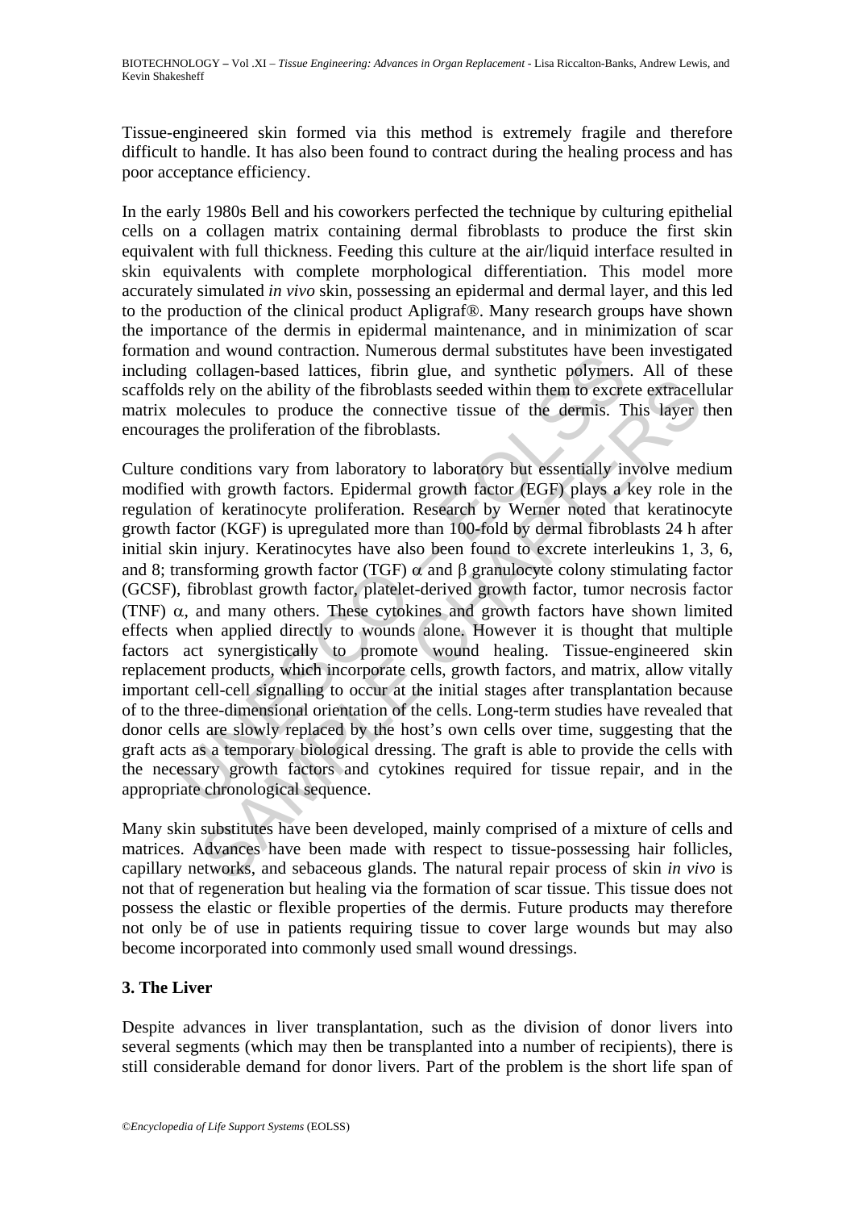Tissue-engineered skin formed via this method is extremely fragile and therefore difficult to handle. It has also been found to contract during the healing process and has poor acceptance efficiency.

In the early 1980s Bell and his coworkers perfected the technique by culturing epithelial cells on a collagen matrix containing dermal fibroblasts to produce the first skin equivalent with full thickness. Feeding this culture at the air/liquid interface resulted in skin equivalents with complete morphological differentiation. This model more accurately simulated *in vivo* skin, possessing an epidermal and dermal layer, and this led to the production of the clinical product Apligraf®. Many research groups have shown the importance of the dermis in epidermal maintenance, and in minimization of scar formation and wound contraction. Numerous dermal substitutes have been investigated including collagen-based lattices, fibrin glue, and synthetic polymers. All of these scaffolds rely on the ability of the fibroblasts seeded within them to excrete extracellular matrix molecules to produce the connective tissue of the dermis. This layer then encourages the proliferation of the fibroblasts.

Culture conditions vary from laboratory to laboratory but essentially involve medium modified with growth factors. Epidermal growth factor (EGF) plays a key role in the regulation of keratinocyte proliferation. Research by Werner noted that keratinocyte growth factor (KGF) is upregulated more than 100-fold by dermal fibroblasts 24 h after initial skin injury. Keratinocytes have also been found to excrete interleukins 1, 3, 6, and 8; transforming growth factor (TGF) $\alpha$ and $\beta$ granulocyte colony stimulating factor (GCSF), fibroblast growth factor, platelet-derived growth factor, tumor necrosis factor (TNF) $\alpha$, and many others. These cytokines and growth factors have shown limited effects when applied directly to wounds alone. However it is thought that multiple factors act synergistically to promote wound healing. Tissue-engineered skin replacement products, which incorporate cells, growth factors, and matrix, allow vitally important cell-cell signalling to occur at the initial stages after transplantation because of to the three-dimensional orientation of the cells. Long-term studies have revealed that donor cells are slowly replaced by the host's own cells over time, suggesting that the graft acts as a temporary biological dressing. The graft is able to provide the cells with the necessary growth factors and cytokines required for tissue repair, and in the appropriate chronological sequence.

Many skin substitutes have been developed, mainly comprised of a mixture of cells and matrices. Advances have been made with respect to tissue-possessing hair follicles, capillary networks, and sebaceous glands. The natural repair process of skin *in vivo* is not that of regeneration but healing via the formation of scar tissue. This tissue does not possess the elastic or flexible properties of the dermis. Future products may therefore not only be of use in patients requiring tissue to cover large wounds but may also become incorporated into commonly used small wound dressings.

## 3. The Liver

Despite advances in liver transplantation, such as the division of donor livers into several segments (which may then be transplanted into a number of recipients), there is still considerable demand for donor livers. Part of the problem is the short life span of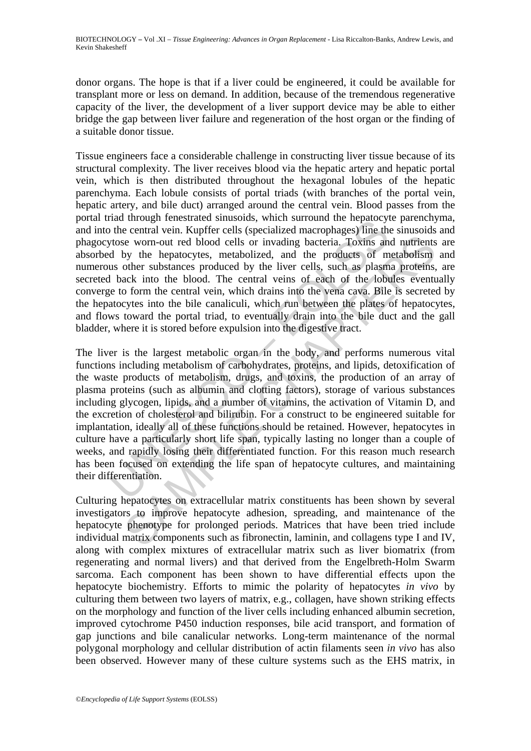donor organs. The hope is that if a liver could be engineered, it could be available for transplant more or less on demand. In addition, because of the tremendous regenerative capacity of the liver, the development of a liver support device may be able to either bridge the gap between liver failure and regeneration of the host organ or the finding of a suitable donor tissue.

Tissue engineers face a considerable challenge in constructing liver tissue because of its structural complexity. The liver receives blood via the hepatic artery and hepatic portal vein, which is then distributed throughout the hexagonal lobules of the hepatic parenchyma. Each lobule consists of portal triads (with branches of the portal vein, hepatic artery, and bile duct) arranged around the central vein. Blood passes from the portal triad through fenestrated sinusoids, which surround the hepatocyte parenchyma, and into the central vein. Kupffer cells (specialized macrophages) line the sinusoids and phagocytose worn-out red blood cells or invading bacteria. Toxins and nutrients are absorbed by the hepatocytes, metabolized, and the products of metabolism and numerous other substances produced by the liver cells, such as plasma proteins, are secreted back into the blood. The central veins of each of the lobules eventually converge to form the central vein, which drains into the vena cava. Bile is secreted by the hepatocytes into the bile canaliculi, which run between the plates of hepatocytes, and flows toward the portal triad, to eventually drain into the bile duct and the gall bladder, where it is stored before expulsion into the digestive tract.

The liver is the largest metabolic organ in the body, and performs numerous vital functions including metabolism of carbohydrates, proteins, and lipids, detoxification of the waste products of metabolism, drugs, and toxins, the production of an array of plasma proteins (such as albumin and clotting factors), storage of various substances including glycogen, lipids, and a number of vitamins, the activation of Vitamin D, and the excretion of cholesterol and bilirubin. For a construct to be engineered suitable for implantation, ideally all of these functions should be retained. However, hepatocytes in culture have a particularly short life span, typically lasting no longer than a couple of weeks, and rapidly losing their differentiated function. For this reason much research has been focused on extending the life span of hepatocyte cultures, and maintaining their differentiation.

Culturing hepatocytes on extracellular matrix constituents has been shown by several investigators to improve hepatocyte adhesion, spreading, and maintenance of the hepatocyte phenotype for prolonged periods. Matrices that have been tried include individual matrix components such as fibronectin, laminin, and collagens type I and IV, along with complex mixtures of extracellular matrix such as liver biomatrix (from regenerating and normal livers) and that derived from the Engelbreth-Holm Swarm sarcoma. Each component has been shown to have differential effects upon the hepatocyte biochemistry. Efforts to mimic the polarity of hepatocytes *in vivo* by culturing them between two layers of matrix, e.g., collagen, have shown striking effects on the morphology and function of the liver cells including enhanced albumin secretion, improved cytochrome P450 induction responses, bile acid transport, and formation of gap junctions and bile canalicular networks. Long-term maintenance of the normal polygonal morphology and cellular distribution of actin filaments seen *in vivo* has also been observed. However many of these culture systems such as the EHS matrix, in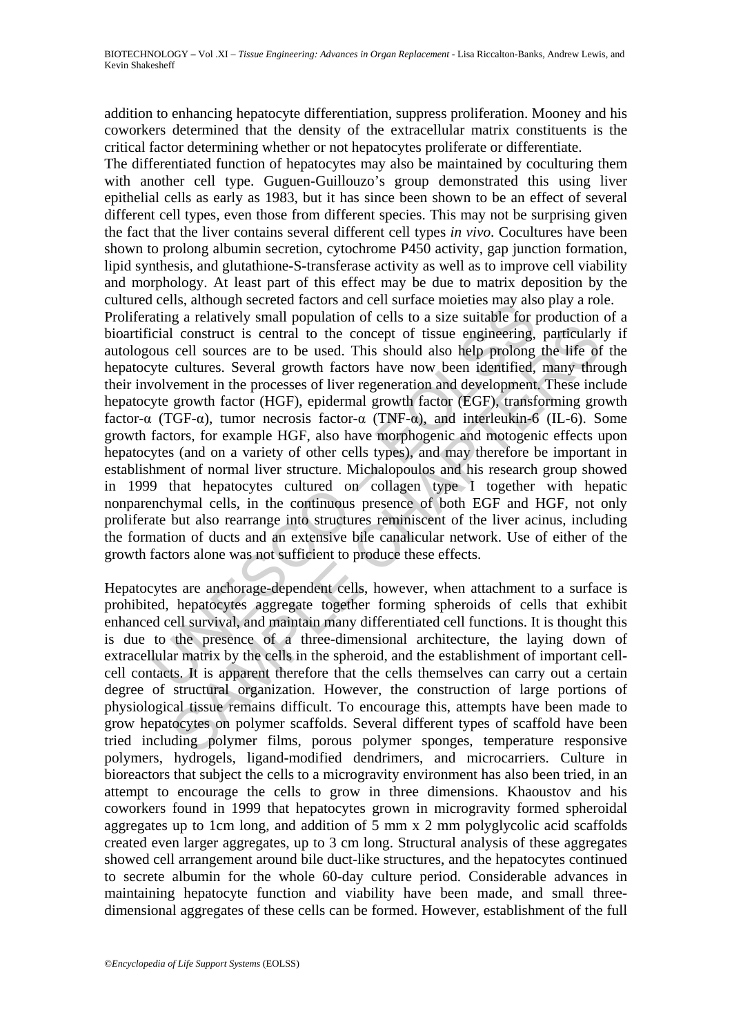addition to enhancing hepatocyte differentiation, suppress proliferation. Mooney and his coworkers determined that the density of the extracellular matrix constituents is the critical factor determining whether or not hepatocytes proliferate or differentiate.

The differentiated function of hepatocytes may also be maintained by coculturing them with another cell type. Guguen-Guillouzo's group demonstrated this using liver epithelial cells as early as 1983, but it has since been shown to be an effect of several different cell types, even those from different species. This may not be surprising given the fact that the liver contains several different cell types *in vivo*. Cocultures have been shown to prolong albumin secretion, cytochrome P450 activity, gap junction formation, lipid synthesis, and glutathione-S-transferase activity as well as to improve cell viability and morphology. At least part of this effect may be due to matrix deposition by the cultured cells, although secreted factors and cell surface moieties may also play a role.

Proliferating a relatively small population of cells to a size suitable for production of a bioartificial construct is central to the concept of tissue engineering, particularly if autologous cell sources are to be used. This should also help prolong the life of the hepatocyte cultures. Several growth factors have now been identified, many through their involvement in the processes of liver regeneration and development. These include hepatocyte growth factor (HGF), epidermal growth factor (EGF), transforming growth factor-α (TGF-α), tumor necrosis factor-α (TNF-α), and interleukin-6 (IL-6). Some growth factors, for example HGF, also have morphogenic and motogenic effects upon hepatocytes (and on a variety of other cells types), and may therefore be important in establishment of normal liver structure. Michalopoulos and his research group showed in 1999 that hepatocytes cultured on collagen type I together with hepatic nonparenchymal cells, in the continuous presence of both EGF and HGF, not only proliferate but also rearrange into structures reminiscent of the liver acinus, including the formation of ducts and an extensive bile canalicular network. Use of either of the growth factors alone was not sufficient to produce these effects.

Hepatocytes are anchorage-dependent cells, however, when attachment to a surface is prohibited, hepatocytes aggregate together forming spheroids of cells that exhibit enhanced cell survival, and maintain many differentiated cell functions. It is thought this is due to the presence of a three-dimensional architecture, the laying down of extracellular matrix by the cells in the spheroid, and the establishment of important cell-cell contacts. It is apparent therefore that the cells themselves can carry out a certain degree of structural organization. However, the construction of large portions of physiological tissue remains difficult. To encourage this, attempts have been made to grow hepatocytes on polymer scaffolds. Several different types of scaffold have been tried including polymer films, porous polymer sponges, temperature responsive polymers, hydrogels, ligand-modified dendrimers, and microcarriers. Culture in bioreactors that subject the cells to a microgravity environment has also been tried, in an attempt to encourage the cells to grow in three dimensions. Khaoustov and his coworkers found in 1999 that hepatocytes grown in microgravity formed spheroidal aggregates up to 1cm long, and addition of 5 mm x 2 mm polyglycolic acid scaffolds created even larger aggregates, up to 3 cm long. Structural analysis of these aggregates showed cell arrangement around bile duct-like structures, and the hepatocytes continued to secrete albumin for the whole 60-day culture period. Considerable advances in maintaining hepatocyte function and viability have been made, and small three-dimensional aggregates of these cells can be formed. However, establishment of the full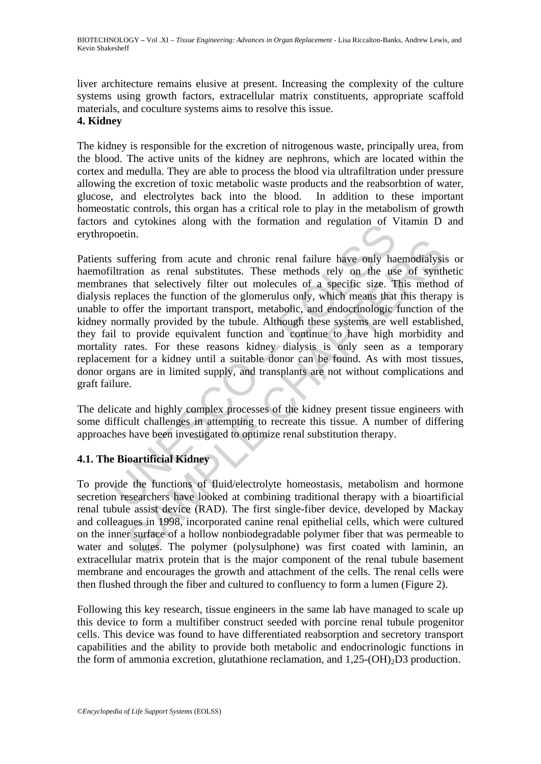liver architecture remains elusive at present. Increasing the complexity of the culture systems using growth factors, extracellular matrix constituents, appropriate scaffold materials, and coculture systems aims to resolve this issue.

## 4. Kidney

The kidney is responsible for the excretion of nitrogenous waste, principally urea, from the blood. The active units of the kidney are nephrons, which are located within the cortex and medulla. They are able to process the blood via ultrafiltration under pressure allowing the excretion of toxic metabolic waste products and the reabsorbtion of water, glucose, and electrolytes back into the blood. In addition to these important homeostatic controls, this organ has a critical role to play in the metabolism of growth factors and cytokines along with the formation and regulation of Vitamin D and erythropoetin.

Patients suffering from acute and chronic renal failure have only haemodialysis or haemofiltration as renal substitutes. These methods rely on the use of synthetic membranes that selectively filter out molecules of a specific size. This method of dialysis replaces the function of the glomerulus only, which means that this therapy is unable to offer the important transport, metabolic, and endocrinologic function of the kidney normally provided by the tubule. Although these systems are well established, they fail to provide equivalent function and continue to have high morbidity and mortality rates. For these reasons kidney dialysis is only seen as a temporary replacement for a kidney until a suitable donor can be found. As with most tissues, donor organs are in limited supply, and transplants are not without complications and graft failure.

The delicate and highly complex processes of the kidney present tissue engineers with some difficult challenges in attempting to recreate this tissue. A number of differing approaches have been investigated to optimize renal substitution therapy.

### 4.1. The Bioartificial Kidney

To provide the functions of fluid/electrolyte homeostasis, metabolism and hormone secretion researchers have looked at combining traditional therapy with a bioartificial renal tubule assist device (RAD). The first single-fiber device, developed by Mackay and colleagues in 1998, incorporated canine renal epithelial cells, which were cultured on the inner surface of a hollow nonbiodegradable polymer fiber that was permeable to water and solutes. The polymer (polysulphone) was first coated with laminin, an extracellular matrix protein that is the major component of the renal tubule basement membrane and encourages the growth and attachment of the cells. The renal cells were then flushed through the fiber and cultured to confluency to form a lumen (Figure 2).

Following this key research, tissue engineers in the same lab have managed to scale up this device to form a multifiber construct seeded with porcine renal tubule progenitor cells. This device was found to have differentiated reabsorption and secretory transport capabilities and the ability to provide both metabolic and endocrinologic functions in the form of ammonia excretion, glutathione reclamation, and 1,25-$(OH)_2$D3 production.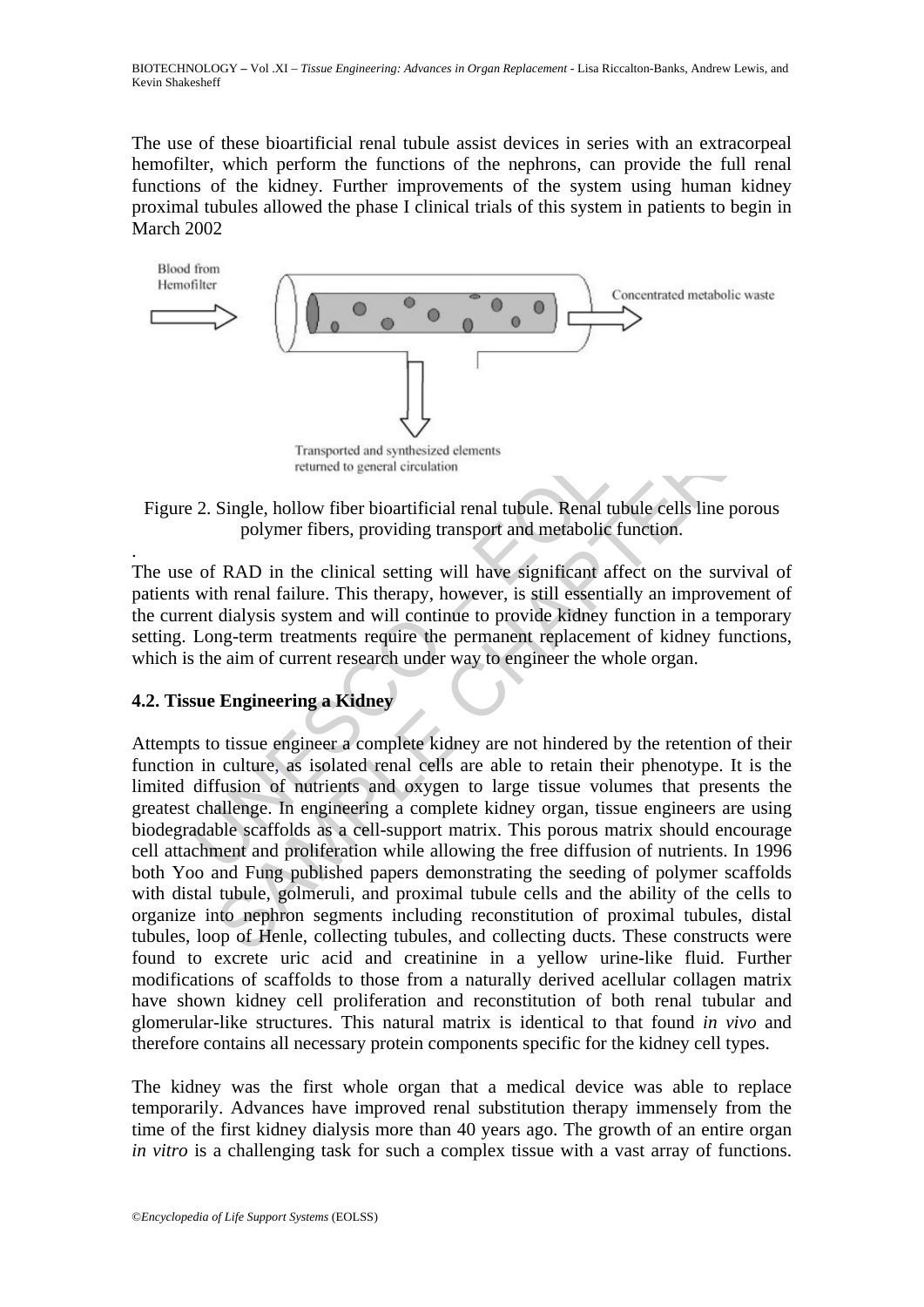The use of these bioartificial renal tubule assist devices in series with an extracorpeal hemofilter, which perform the functions of the nephrons, can provide the full renal functions of the kidney. Further improvements of the system using human kidney proximal tubules allowed the phase I clinical trials of this system in patients to begin in March 2002

Figure 2. Single, hollow fiber bioartificial renal tubule. Renal tubule cells line porous polymer fibers, providing transport and metabolic function.

.

The use of RAD in the clinical setting will have significant affect on the survival of patients with renal failure. This therapy, however, is still essentially an improvement of the current dialysis system and will continue to provide kidney function in a temporary setting. Long-term treatments require the permanent replacement of kidney functions, which is the aim of current research under way to engineer the whole organ.

### 4.2. Tissue Engineering a Kidney

Attempts to tissue engineer a complete kidney are not hindered by the retention of their function in culture, as isolated renal cells are able to retain their phenotype. It is the limited diffusion of nutrients and oxygen to large tissue volumes that presents the greatest challenge. In engineering a complete kidney organ, tissue engineers are using biodegradable scaffolds as a cell-support matrix. This porous matrix should encourage cell attachment and proliferation while allowing the free diffusion of nutrients. In 1996 both Yoo and Fung published papers demonstrating the seeding of polymer scaffolds with distal tubule, golmeruli, and proximal tubule cells and the ability of the cells to organize into nephron segments including reconstitution of proximal tubules, distal tubules, loop of Henle, collecting tubules, and collecting ducts. These constructs were found to excrete uric acid and creatinine in a yellow urine-like fluid. Further modifications of scaffolds to those from a naturally derived acellular collagen matrix have shown kidney cell proliferation and reconstitution of both renal tubular and glomerular-like structures. This natural matrix is identical to that found *in vivo* and therefore contains all necessary protein components specific for the kidney cell types.

The kidney was the first whole organ that a medical device was able to replace temporarily. Advances have improved renal substitution therapy immensely from the time of the first kidney dialysis more than 40 years ago. The growth of an entire organ *in vitro* is a challenging task for such a complex tissue with a vast array of functions.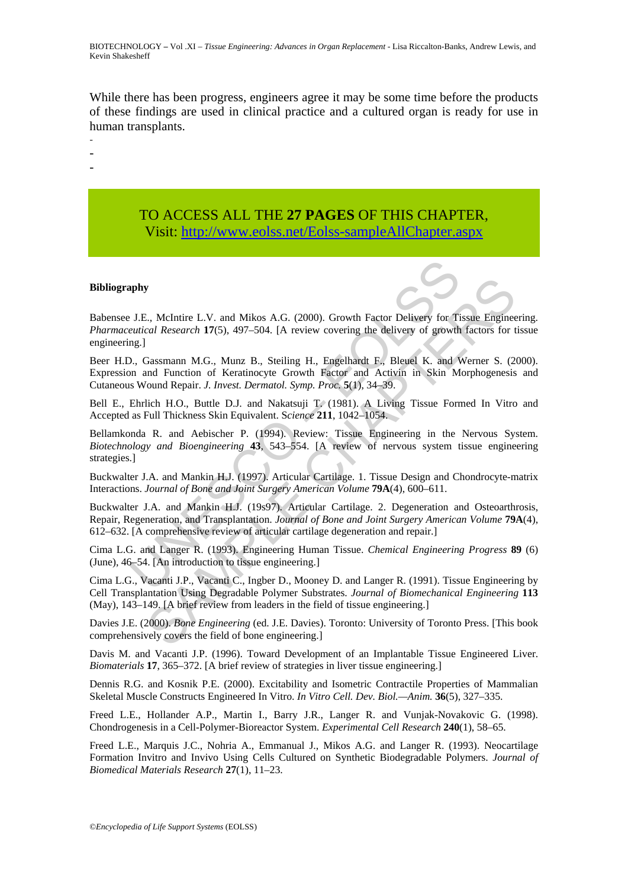While there has been progress, engineers agree it may be some time before the products of these findings are used in clinical practice and a cultured organ is ready for use in human transplants.

-
-
-

TO ACCESS ALL THE **27 PAGES** OF THIS CHAPTER,
Visit: http://www.eolss.net/Eolss-sampleAllChapter.aspx

**Bibliography**

Babensee J.E., McIntire L.V. and Mikos A.G. (2000). Growth Factor Delivery for Tissue Engineering. *Pharmaceutical Research* **17**(5), 497–504. [A review covering the delivery of growth factors for tissue engineering.]

Beer H.D., Gassmann M.G., Munz B., Steiling H., Engelhardt F., Bleuel K. and Werner S. (2000). Expression and Function of Keratinocyte Growth Factor and Activin in Skin Morphogenesis and Cutaneous Wound Repair. *J. Invest. Dermatol. Symp. Proc.* **5**(1), 34–39.

Bell E., Ehrlich H.O., Buttle D.J. and Nakatsuji T. (1981). A Living Tissue Formed In Vitro and Accepted as Full Thickness Skin Equivalent. S*cience* **211**, 1042–1054.

Bellamkonda R. and Aebischer P. (1994). Review: Tissue Engineering in the Nervous System. *Biotechnology and Bioengineering* **43**, 543–554. [A review of nervous system tissue engineering strategies.]

Buckwalter J.A. and Mankin H.J. (1997). Articular Cartilage. 1. Tissue Design and Chondrocyte-matrix Interactions. *Journal of Bone and Joint Surgery American Volume* **79A**(4), 600–611.

Buckwalter J.A. and Mankin H.J. (19s97). Articular Cartilage. 2. Degeneration and Osteoarthrosis, Repair, Regeneration, and Transplantation. *Journal of Bone and Joint Surgery American Volume* **79A**(4), 612–632. [A comprehensive review of articular cartilage degeneration and repair.]

Cima L.G. and Langer R. (1993). Engineering Human Tissue. *Chemical Engineering Progress* **89** (6) (June), 46–54. [An introduction to tissue engineering.]

Cima L.G., Vacanti J.P., Vacanti C., Ingber D., Mooney D. and Langer R. (1991). Tissue Engineering by Cell Transplantation Using Degradable Polymer Substrates. *Journal of Biomechanical Engineering* **113** (May), 143–149. [A brief review from leaders in the field of tissue engineering.]

Davies J.E. (2000). *Bone Engineering* (ed. J.E. Davies). Toronto: University of Toronto Press. [This book comprehensively covers the field of bone engineering.]

Davis M. and Vacanti J.P. (1996). Toward Development of an Implantable Tissue Engineered Liver. *Biomaterials* **17**, 365–372. [A brief review of strategies in liver tissue engineering.]

Dennis R.G. and Kosnik P.E. (2000). Excitability and Isometric Contractile Properties of Mammalian Skeletal Muscle Constructs Engineered In Vitro. *In Vitro Cell. Dev. Biol.—Anim.* **36**(5), 327–335.

Freed L.E., Hollander A.P., Martin I., Barry J.R., Langer R. and Vunjak-Novakovic G. (1998). Chondrogenesis in a Cell-Polymer-Bioreactor System. *Experimental Cell Research* **240**(1), 58–65.

Freed L.E., Marquis J.C., Nohria A., Emmanual J., Mikos A.G. and Langer R. (1993). Neocartilage Formation Invitro and Invivo Using Cells Cultured on Synthetic Biodegradable Polymers. *Journal of Biomedical Materials Research* **27**(1), 11–23.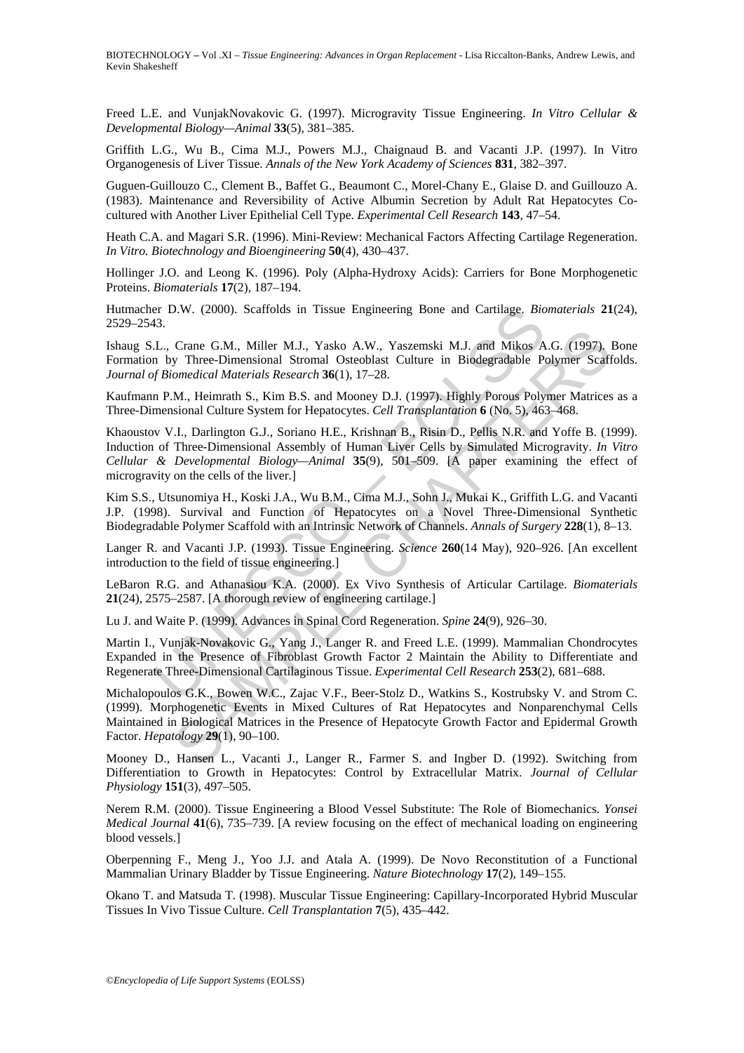Freed L.E. and VunjakNovakovic G. (1997). Microgravity Tissue Engineering. *In Vitro Cellular & Developmental Biology—Animal* **33**(5), 381–385.

Griffith L.G., Wu B., Cima M.J., Powers M.J., Chaignaud B. and Vacanti J.P. (1997). In Vitro Organogenesis of Liver Tissue. *Annals of the New York Academy of Sciences* **831**, 382–397.

Guguen-Guillouzo C., Clement B., Baffet G., Beaumont C., Morel-Chany E., Glaise D. and Guillouzo A. (1983). Maintenance and Reversibility of Active Albumin Secretion by Adult Rat Hepatocytes Co-cultured with Another Liver Epithelial Cell Type. *Experimental Cell Research* **143**, 47–54.

Heath C.A. and Magari S.R. (1996). Mini-Review: Mechanical Factors Affecting Cartilage Regeneration. *In Vitro. Biotechnology and Bioengineering* **50**(4), 430–437.

Hollinger J.O. and Leong K. (1996). Poly (Alpha-Hydroxy Acids): Carriers for Bone Morphogenetic Proteins. *Biomaterials* **17**(2), 187–194.

Hutmacher D.W. (2000). Scaffolds in Tissue Engineering Bone and Cartilage. *Biomaterials* **21**(24), 2529–2543.

Ishaug S.L., Crane G.M., Miller M.J., Yasko A.W., Yaszemski M.J. and Mikos A.G. (1997). Bone Formation by Three-Dimensional Stromal Osteoblast Culture in Biodegradable Polymer Scaffolds. *Journal of Biomedical Materials Research* **36**(1), 17–28.

Kaufmann P.M., Heimrath S., Kim B.S. and Mooney D.J. (1997). Highly Porous Polymer Matrices as a Three-Dimensional Culture System for Hepatocytes. *Cell Transplantation* **6** (No. 5), 463–468.

Khaoustov V.I., Darlington G.J., Soriano H.E., Krishnan B., Risin D., Pellis N.R. and Yoffe B. (1999). Induction of Three-Dimensional Assembly of Human Liver Cells by Simulated Microgravity. *In Vitro Cellular & Developmental Biology—Animal* **35**(9), 501–509. [A paper examining the effect of microgravity on the cells of the liver.]

Kim S.S., Utsunomiya H., Koski J.A., Wu B.M., Cima M.J., Sohn J., Mukai K., Griffith L.G. and Vacanti J.P. (1998). Survival and Function of Hepatocytes on a Novel Three-Dimensional Synthetic Biodegradable Polymer Scaffold with an Intrinsic Network of Channels. *Annals of Surgery* **228**(1), 8–13.

Langer R. and Vacanti J.P. (1993). Tissue Engineering. *Science* **260**(14 May), 920–926. [An excellent introduction to the field of tissue engineering.]

LeBaron R.G. and Athanasiou K.A. (2000). Ex Vivo Synthesis of Articular Cartilage. *Biomaterials* **21**(24), 2575–2587. [A thorough review of engineering cartilage.]

Lu J. and Waite P. (1999). Advances in Spinal Cord Regeneration. *Spine* **24**(9), 926–30.

Martin I., Vunjak-Novakovic G., Yang J., Langer R. and Freed L.E. (1999). Mammalian Chondrocytes Expanded in the Presence of Fibroblast Growth Factor 2 Maintain the Ability to Differentiate and Regenerate Three-Dimensional Cartilaginous Tissue. *Experimental Cell Research* **253**(2), 681–688.

Michalopoulos G.K., Bowen W.C., Zajac V.F., Beer-Stolz D., Watkins S., Kostrubsky V. and Strom C. (1999). Morphogenetic Events in Mixed Cultures of Rat Hepatocytes and Nonparenchymal Cells Maintained in Biological Matrices in the Presence of Hepatocyte Growth Factor and Epidermal Growth Factor. *Hepatology* **29**(1), 90–100.

Mooney D., Hansen L., Vacanti J., Langer R., Farmer S. and Ingber D. (1992). Switching from Differentiation to Growth in Hepatocytes: Control by Extracellular Matrix. *Journal of Cellular Physiology* **151**(3), 497–505.

Nerem R.M. (2000). Tissue Engineering a Blood Vessel Substitute: The Role of Biomechanics. *Yonsei Medical Journal* **41**(6), 735–739. [A review focusing on the effect of mechanical loading on engineering blood vessels.]

Oberpenning F., Meng J., Yoo J.J. and Atala A. (1999). De Novo Reconstitution of a Functional Mammalian Urinary Bladder by Tissue Engineering. *Nature Biotechnology* **17**(2), 149–155.

Okano T. and Matsuda T. (1998). Muscular Tissue Engineering: Capillary-Incorporated Hybrid Muscular Tissues In Vivo Tissue Culture. *Cell Transplantation* **7**(5), 435–442.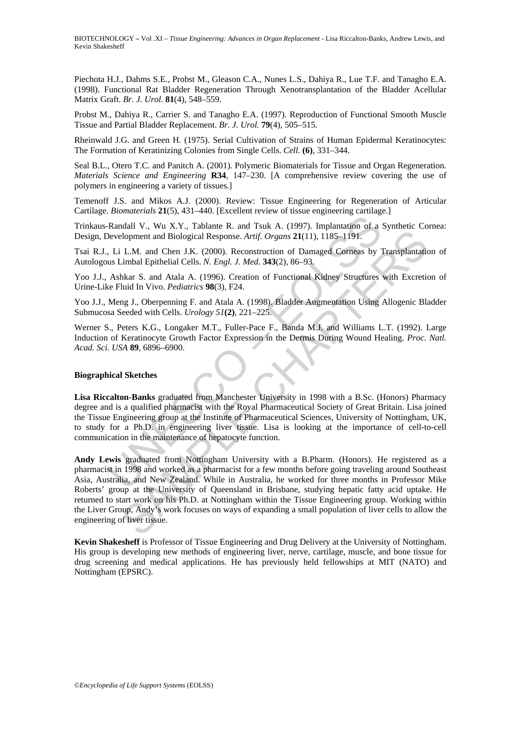Piechota H.J., Dahms S.E., Probst M., Gleason C.A., Nunes L.S., Dahiya R., Lue T.F. and Tanagho E.A. (1998). Functional Rat Bladder Regeneration Through Xenotransplantation of the Bladder Acellular Matrix Graft. *Br. J. Urol.* **81**(4), 548–559.

Probst M., Dahiya R., Carrier S. and Tanagho E.A. (1997). Reproduction of Functional Smooth Muscle Tissue and Partial Bladder Replacement. *Br. J. Urol.* **79**(4), 505–515.

Rheinwald J.G. and Green H. (1975). Serial Cultivation of Strains of Human Epidermal Keratinocytes: The Formation of Keratinizing Colonies from Single Cells. *Cell.* **(6)**, 331–344.

Seal B.L., Otero T.C. and Panitch A. (2001). Polymeric Biomaterials for Tissue and Organ Regeneration. *Materials Science and Engineering* **R34**, 147–230. [A comprehensive review covering the use of polymers in engineering a variety of tissues.]

Temenoff J.S. and Mikos A.J. (2000). Review: Tissue Engineering for Regeneration of Articular Cartilage. *Biomaterials* **21**(5), 431–440. [Excellent review of tissue engineering cartilage.]

Trinkaus-Randall V., Wu X.Y., Tablante R. and Tsuk A. (1997). Implantation of a Synthetic Cornea: Design, Development and Biological Response. *Artif. Organs* **21**(11), 1185–1191.

Tsai R.J., Li L.M. and Chen J.K. (2000). Reconstruction of Damaged Corneas by Transplantation of Autologous Limbal Epithelial Cells. *N. Engl. J. Med.* **343**(2), 86–93.

Yoo J.J., Ashkar S. and Atala A. (1996). Creation of Functional Kidney Structures with Excretion of Urine-Like Fluid In Vivo. *Pediatrics* **98**(3), F24.

Yoo J.J., Meng J., Oberpenning F. and Atala A. (1998). Bladder Augmentation Using Allogenic Bladder Submucosa Seeded with Cells. *Urology 51***(2)**, 221–225.

Werner S., Peters K.G., Longaker M.T., Fuller-Pace F., Banda M.J. and Williams L.T. (1992). Large Induction of Keratinocyte Growth Factor Expression in the Dermis During Wound Healing. *Proc. Natl. Acad. Sci. USA* **89**, 6896–6900.

#### Biographical Sketches

**Lisa Riccalton-Banks** graduated from Manchester University in 1998 with a B.Sc. (Honors) Pharmacy degree and is a qualified pharmacist with the Royal Pharmaceutical Society of Great Britain. Lisa joined the Tissue Engineering group at the Institute of Pharmaceutical Sciences, University of Nottingham, UK, to study for a Ph.D. in engineering liver tissue. Lisa is looking at the importance of cell-to-cell communication in the maintenance of hepatocyte function.

**Andy Lewis** graduated from Nottingham University with a B.Pharm. (Honors). He registered as a pharmacist in 1998 and worked as a pharmacist for a few months before going traveling around Southeast Asia, Australia, and New Zealand. While in Australia, he worked for three months in Professor Mike Roberts' group at the University of Queensland in Brisbane, studying hepatic fatty acid uptake. He returned to start work on his Ph.D. at Nottingham within the Tissue Engineering group. Working within the Liver Group, Andy's work focuses on ways of expanding a small population of liver cells to allow the engineering of liver tissue.

**Kevin Shakesheff** is Professor of Tissue Engineering and Drug Delivery at the University of Nottingham. His group is developing new methods of engineering liver, nerve, cartilage, muscle, and bone tissue for drug screening and medical applications. He has previously held fellowships at MIT (NATO) and Nottingham (EPSRC).